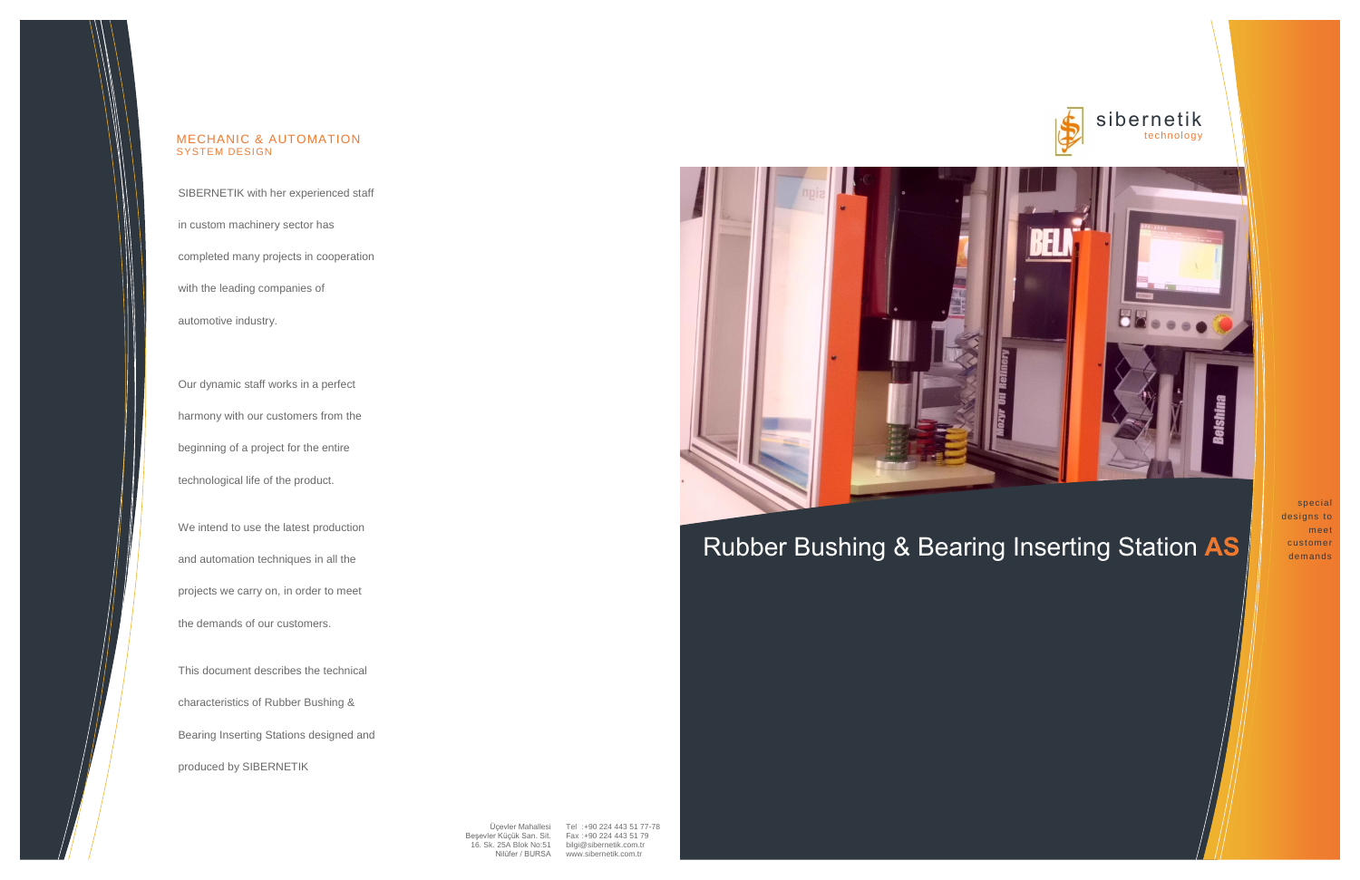## MECHANIC & AUTOMATION
### SYSTEM DESIGN

SIBERNETIK with her experienced staff in custom machinery sector has completed many projects in cooperation with the leading companies of automotive industry.

Our dynamic staff works in a perfect harmony with our customers from the beginning of a project for the entire technological life of the product.

We intend to use the latest production and automation techniques in all the projects we carry on, in order to meet the demands of our customers.

This document describes the technical characteristics of Rubber Bushing & Bearing Inserting Stations designed and produced by SIBERNETIK

Üçevler Mahallesi
Beşevler Küçük San. Sit.
16. Sk. 25A Blok No:51
Nilüfer / BURSA

Tel :+90 224 443 51 77-78
Fax :+90 224 443 51 79
bilgi@sibernetik.com.tr
www.sibernetik.com.tr

sibernetik
technology

# Rubber Bushing & Bearing Inserting Station **AS**

special designs to meet customer demands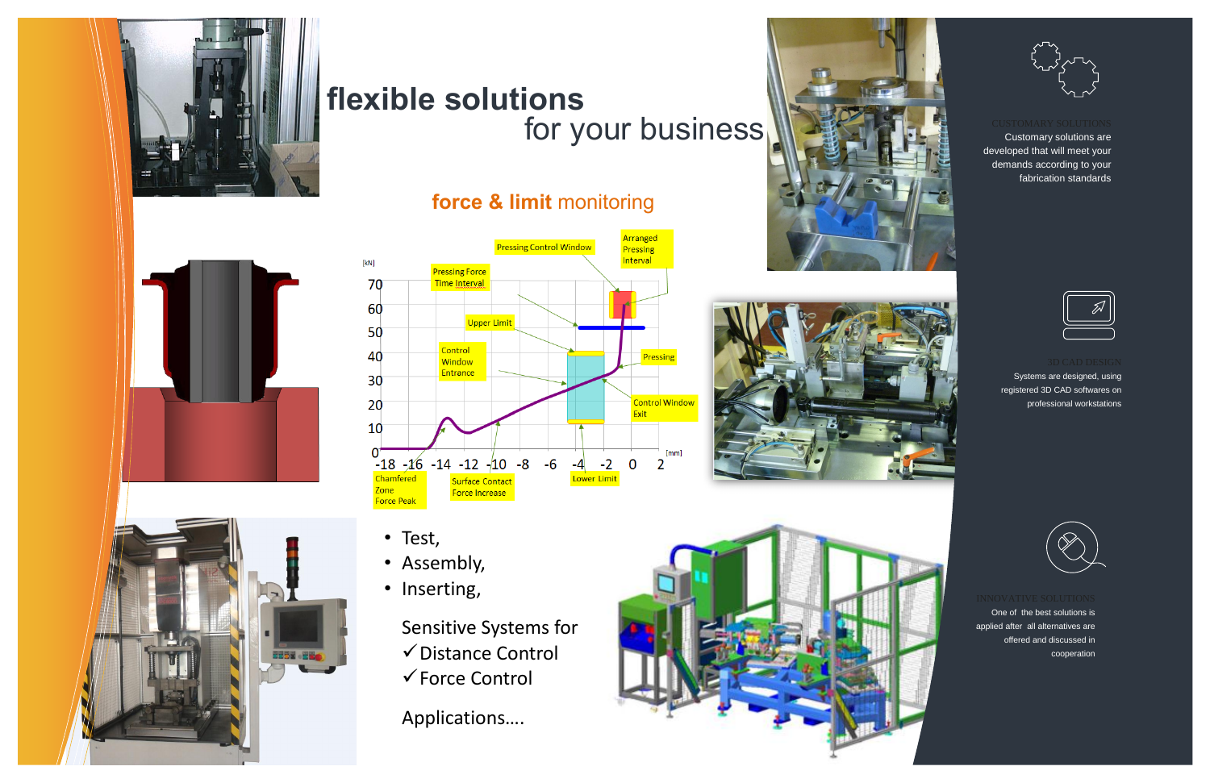# flexible solutions
## for your business

### force & limit monitoring

[kN]

70
60
50
40
30
20
10
0

-18 -16 -14 -12 -10 -8 -6 -4 -2 0 2

[mm]

Pressing Control Window

Arranged Pressing Interval

Pressing Force Time Interval

Upper Limit

Control Window Entrance

Pressing

Control Window Exit

Chamfered Zone Force Peak

Surface Contact Force Increase

Lower Limit

- Test,
- Assembly,
- Inserting,

Sensitive Systems for

✓Distance Control

✓Force Control

Applications….

CUSTOMARY SOLUTIONS

Customary solutions are developed that will meet your demands according to your fabrication standards

3D CAD DESIGN

Systems are designed, using registered 3D CAD softwares on professional workstations

INNOVATIVE SOLUTIONS

One of the best solutions is applied after all alternatives are offered and discussed in cooperation